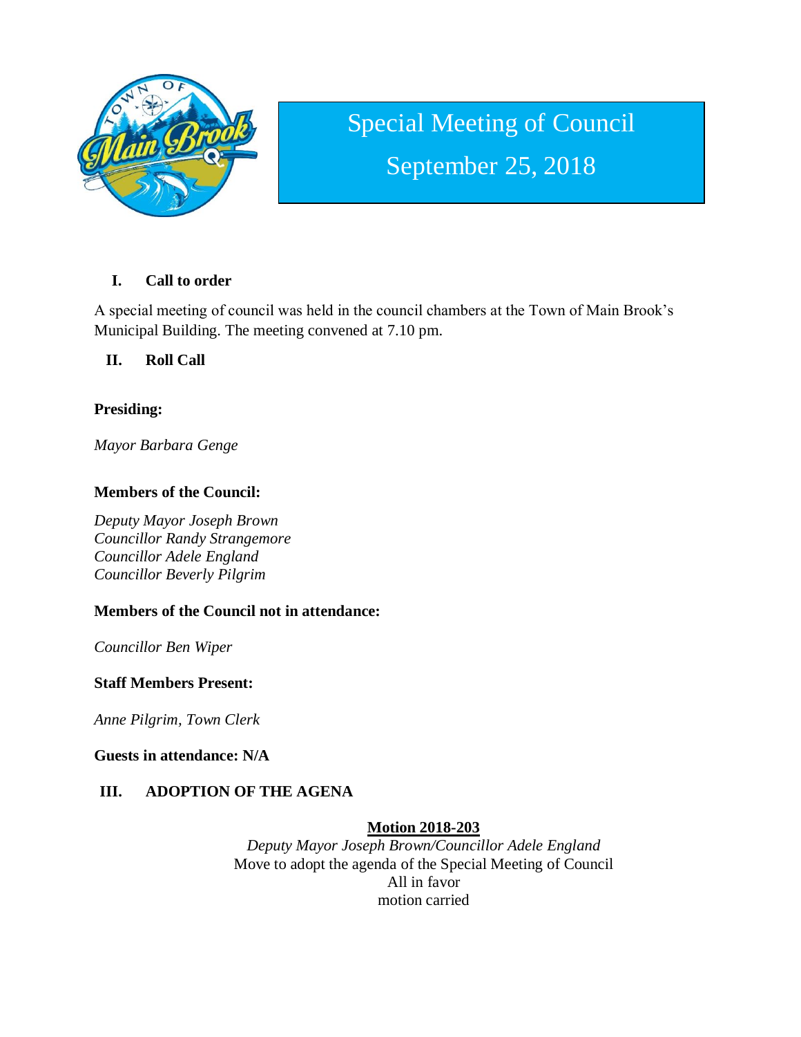# Special Meeting of Council

## September 25, 2018

### I. Call to order

A special meeting of council was held in the council chambers at the Town of Main Brook's Municipal Building. The meeting convened at 7.10 pm.

### II. Roll Call

**Presiding:**

*Mayor Barbara Genge*

**Members of the Council:**

*Deputy Mayor Joseph Brown*
*Councillor Randy Strangemore*
*Councillor Adele England*
*Councillor Beverly Pilgrim*

**Members of the Council not in attendance:**

*Councillor Ben Wiper*

**Staff Members Present:**

*Anne Pilgrim, Town Clerk*

**Guests in attendance: N/A**

### III. ADOPTION OF THE AGENA

**Motion 2018-203**
*Deputy Mayor Joseph Brown/Councillor Adele England*
Move to adopt the agenda of the Special Meeting of Council
All in favor
motion carried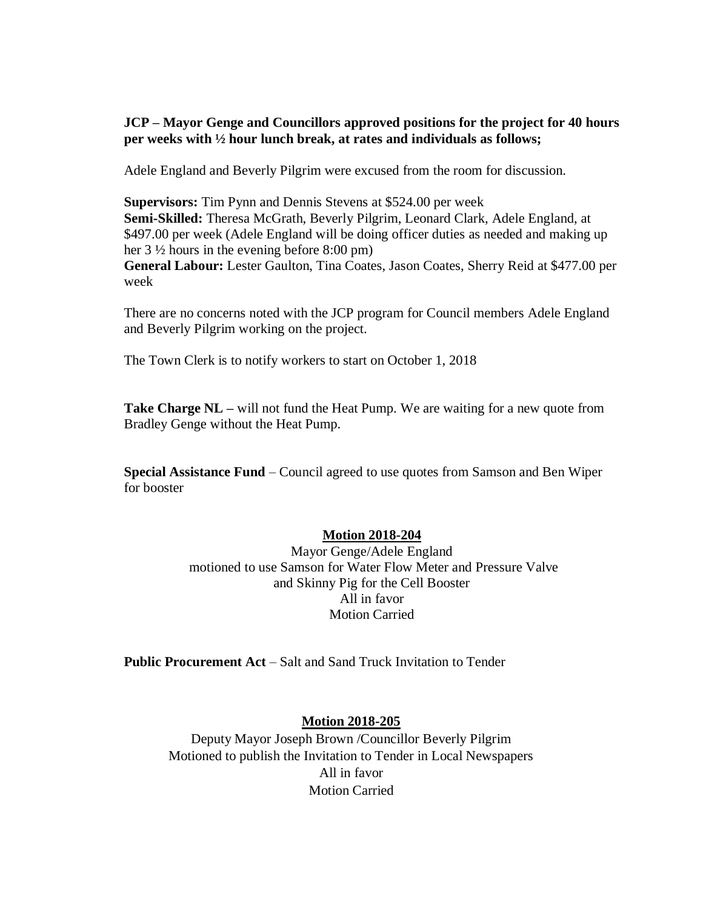**JCP – Mayor Genge and Councillors approved positions for the project for 40 hours per weeks with ½ hour lunch break, at rates and individuals as follows;**

Adele England and Beverly Pilgrim were excused from the room for discussion.

**Supervisors:** Tim Pynn and Dennis Stevens at $524.00 per week
**Semi-Skilled:** Theresa McGrath, Beverly Pilgrim, Leonard Clark, Adele England, at $497.00 per week (Adele England will be doing officer duties as needed and making up her 3 ½ hours in the evening before 8:00 pm)
**General Labour:** Lester Gaulton, Tina Coates, Jason Coates, Sherry Reid at $477.00 per week

There are no concerns noted with the JCP program for Council members Adele England and Beverly Pilgrim working on the project.

The Town Clerk is to notify workers to start on October 1, 2018

**Take Charge NL –** will not fund the Heat Pump. We are waiting for a new quote from Bradley Genge without the Heat Pump.

**Special Assistance Fund** – Council agreed to use quotes from Samson and Ben Wiper for booster

**Motion 2018-204**

Mayor Genge/Adele England
motioned to use Samson for Water Flow Meter and Pressure Valve
and Skinny Pig for the Cell Booster
All in favor
Motion Carried

**Public Procurement Act** – Salt and Sand Truck Invitation to Tender

**Motion 2018-205**

Deputy Mayor Joseph Brown /Councillor Beverly Pilgrim
Motioned to publish the Invitation to Tender in Local Newspapers
All in favor
Motion Carried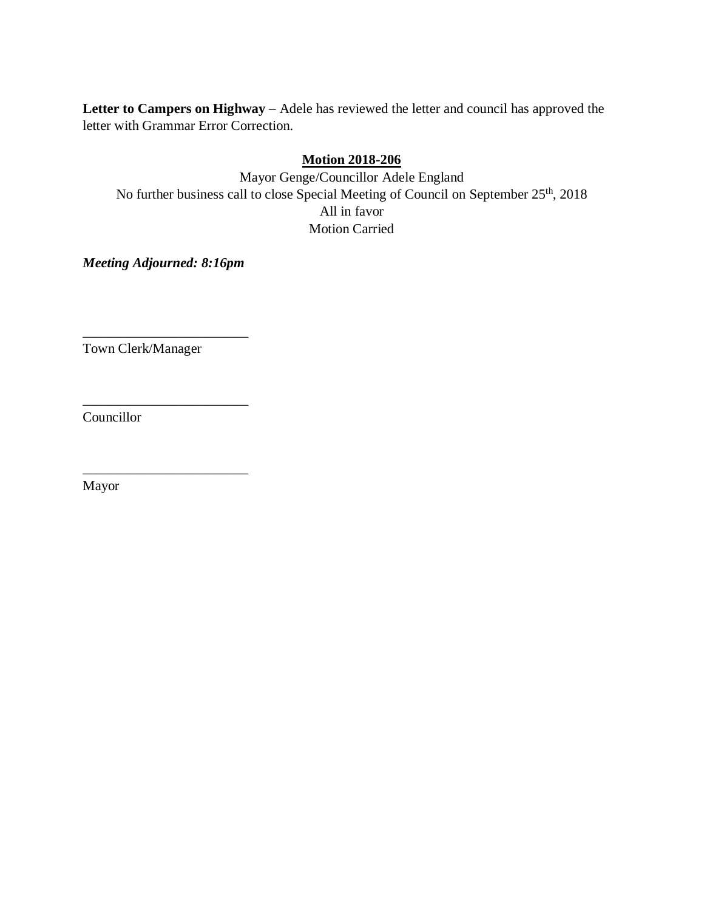**Letter to Campers on Highway** – Adele has reviewed the letter and council has approved the letter with Grammar Error Correction.

**Motion 2018-206**

Mayor Genge/Councillor Adele England
No further business call to close Special Meeting of Council on September 25th, 2018
All in favor
Motion Carried

***Meeting Adjourned: 8:16pm***

________________________
Town Clerk/Manager

________________________
Councillor

________________________
Mayor